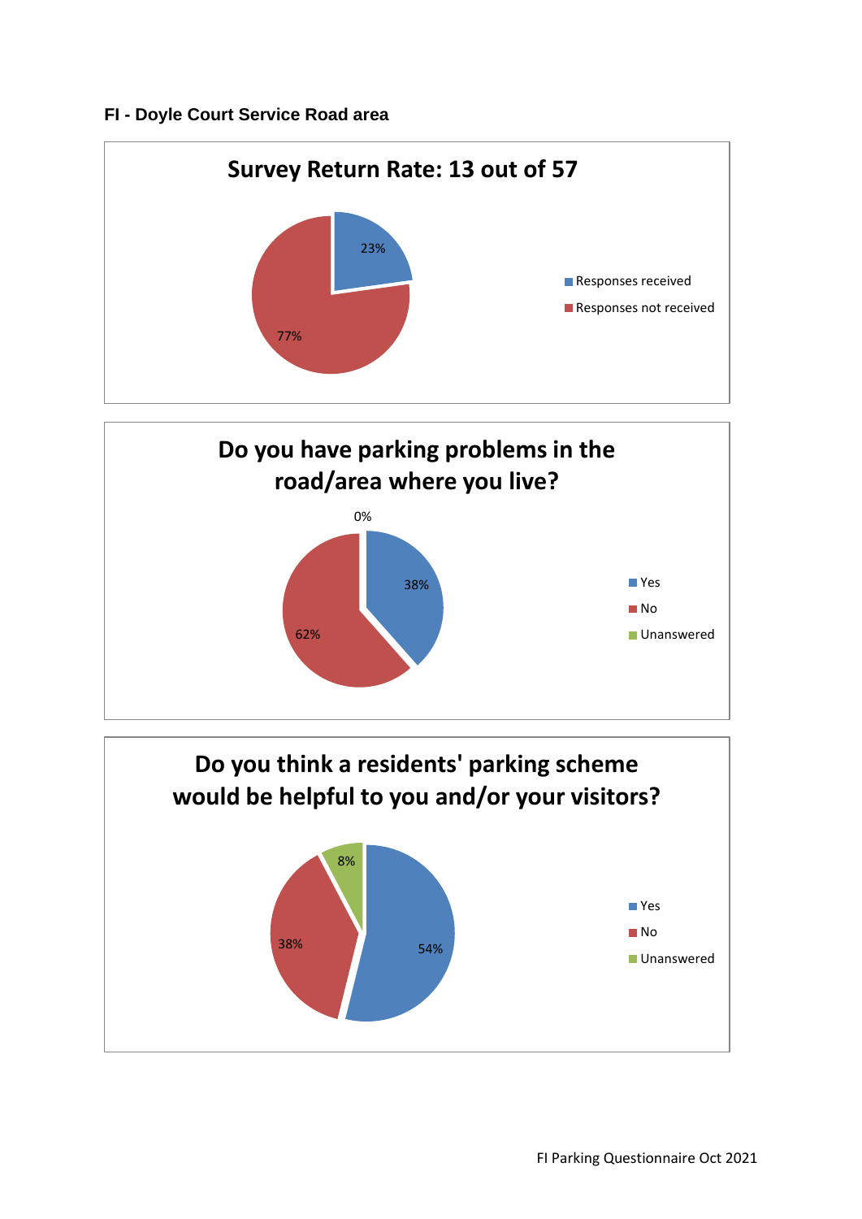**FI - Doyle Court Service Road area**

## Survey Return Rate: 13 out of 57

| | |
|---|---|
| Responses received | 23% |
| Responses not received | 77% |

## Do you have parking problems in the road/area where you live?

| | |
|---|---|
| Yes | 38% |
| No | 62% |
| Unanswered | 0% |

## Do you think a residents' parking scheme would be helpful to you and/or your visitors?

| | |
|---|---|
| Yes | 54% |
| No | 38% |
| Unanswered | 8% |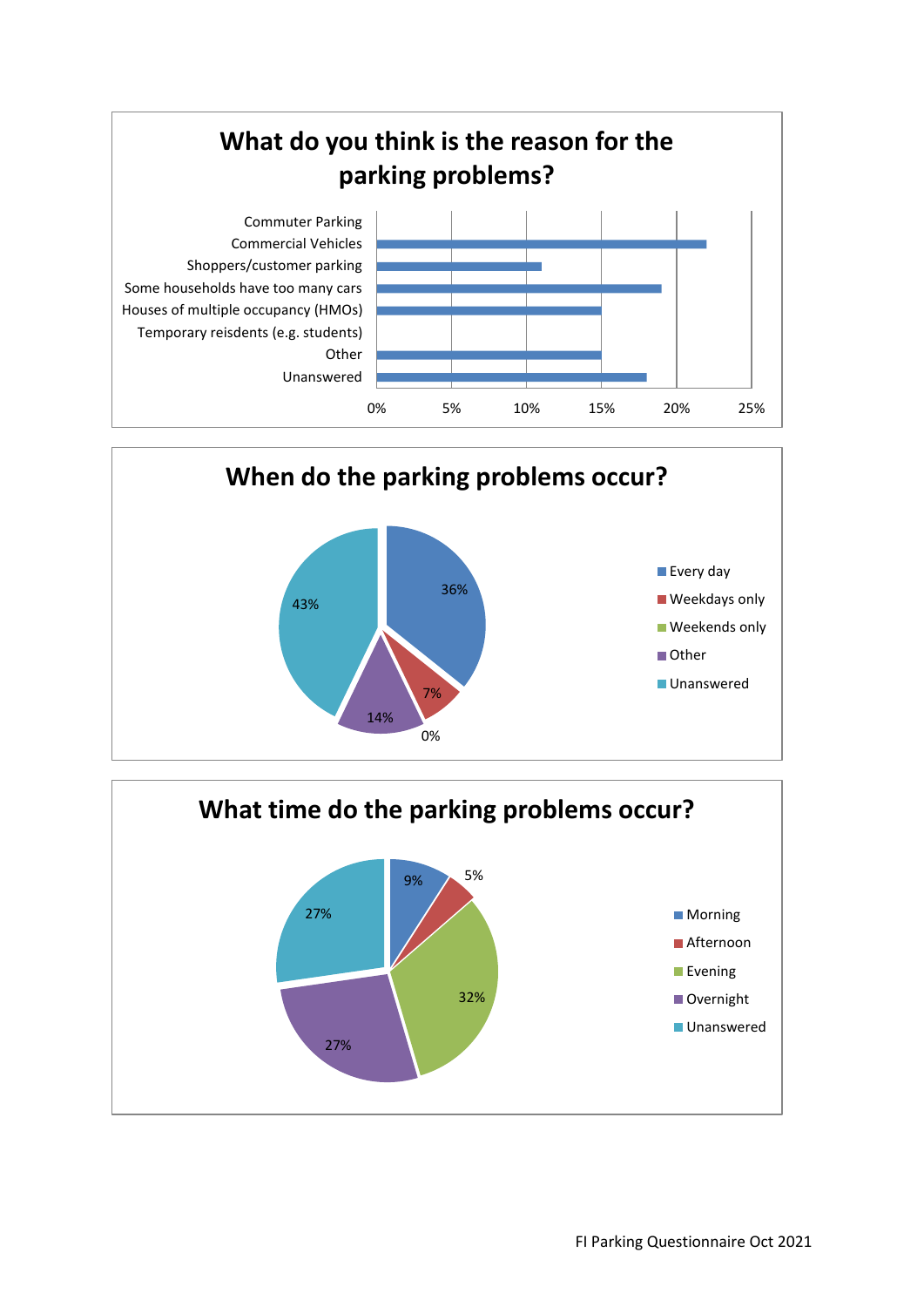## What do you think is the reason for the parking problems?

| Reason | Approx. % |
|---|---|
| Commuter Parking | |
| Commercial Vehicles | 22% |
| Shoppers/customer parking | 11% |
| Some households have too many cars | 19% |
| Houses of multiple occupancy (HMOs) | 15% |
| Temporary reisdents (e.g. students) | |
| Other | 15% |
| Unanswered | 18% |

## When do the parking problems occur?

| Response | % |
|---|---|
| Every day | 36% |
| Weekdays only | 7% |
| Weekends only | 0% |
| Other | 14% |
| Unanswered | 43% |

## What time do the parking problems occur?

| Response | % |
|---|---|
| Morning | 9% |
| Afternoon | 5% |
| Evening | 32% |
| Overnight | 27% |
| Unanswered | 27% |

FI Parking Questionnaire Oct 2021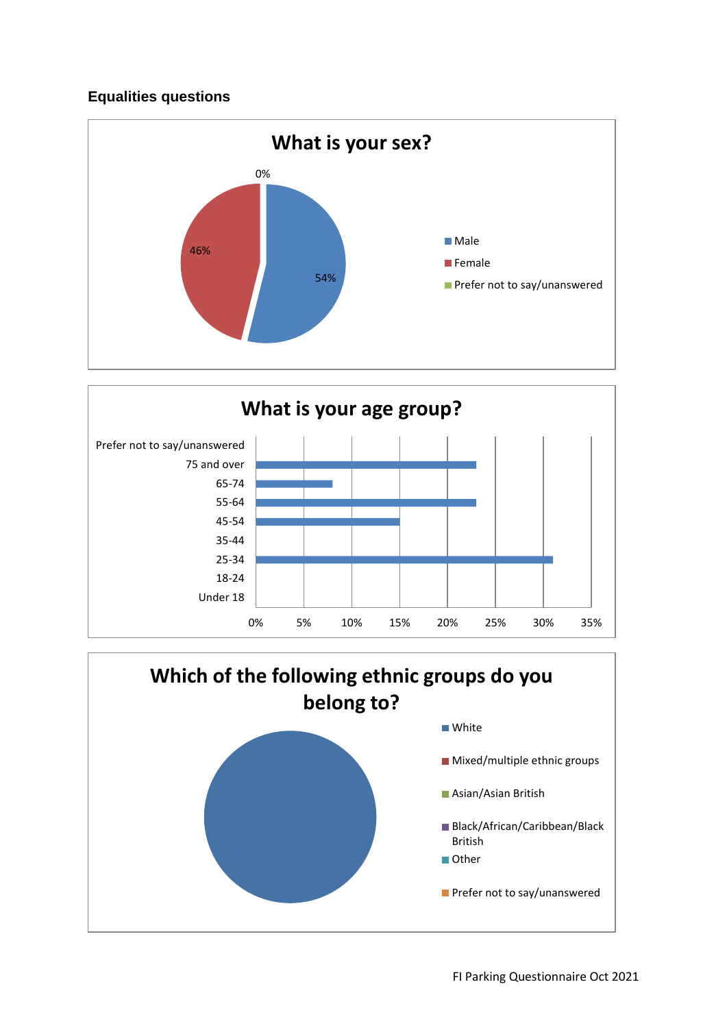### Equalities questions

**What is your sex?**

| | |
|---|---|
| Male | 54% |
| Female | 46% |
| Prefer not to say/unanswered | 0% |

**What is your age group?**

Prefer not to say/unanswered
75 and over
65-74
55-64
45-54
35-44
25-34
18-24
Under 18

0% 5% 10% 15% 20% 25% 30% 35%

**Which of the following ethnic groups do you belong to?**

- White
- Mixed/multiple ethnic groups
- Asian/Asian British
- Black/African/Caribbean/Black British
- Other
- Prefer not to say/unanswered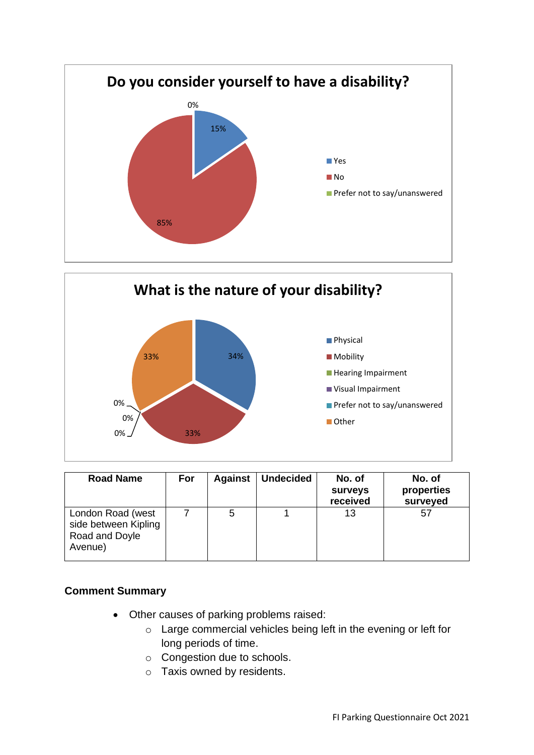**Do you consider yourself to have a disability?**

- Yes: 15%
- No: 85%
- Prefer not to say/unanswered: 0%

**What is the nature of your disability?**

- Physical: 34%
- Mobility: 33%
- Hearing Impairment: 0%
- Visual Impairment: 0%
- Prefer not to say/unanswered: 0%
- Other: 33%

| Road Name | For | Against | Undecided | No. of surveys received | No. of properties surveyed |
| --- | --- | --- | --- | --- | --- |
| London Road (west side between Kipling Road and Doyle Avenue) | 7 | 5 | 1 | 13 | 57 |

**Comment Summary**

- Other causes of parking problems raised:
  - Large commercial vehicles being left in the evening or left for long periods of time.
  - Congestion due to schools.
  - Taxis owned by residents.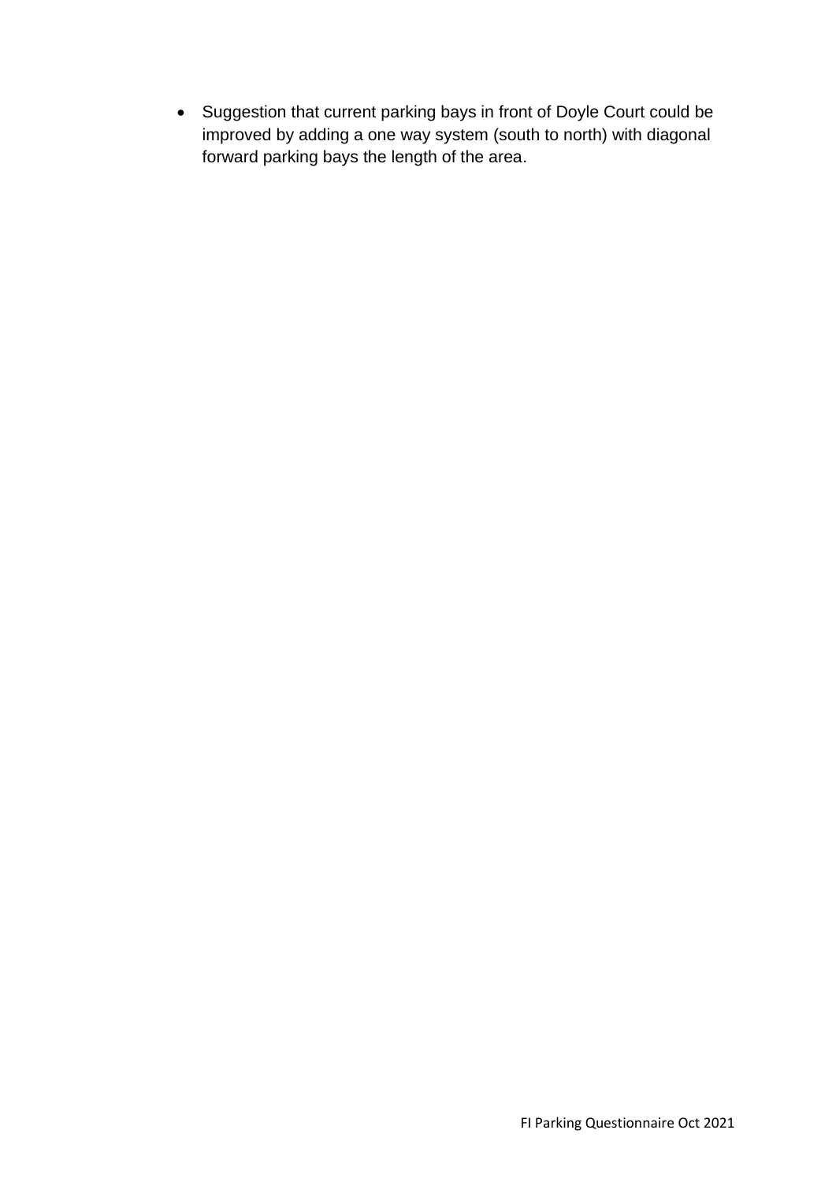- Suggestion that current parking bays in front of Doyle Court could be improved by adding a one way system (south to north) with diagonal forward parking bays the length of the area.